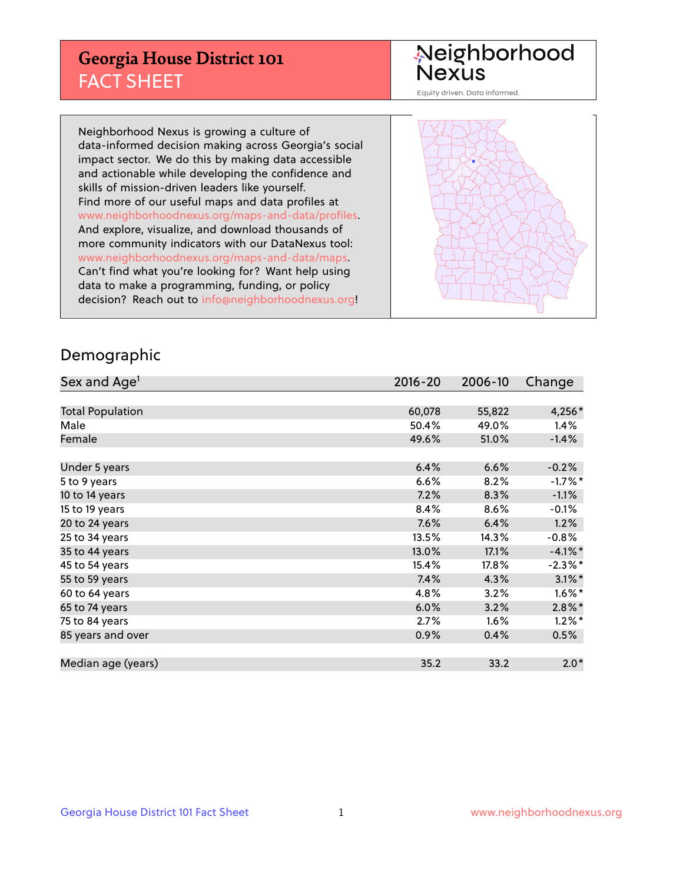# Georgia House District 101
## FACT SHEET

Neighborhood Nexus

Equity driven. Data informed.

Neighborhood Nexus is growing a culture of data-informed decision making across Georgia's social impact sector. We do this by making data accessible and actionable while developing the confidence and skills of mission-driven leaders like yourself. Find more of our useful maps and data profiles at www.neighborhoodnexus.org/maps-and-data/profiles. And explore, visualize, and download thousands of more community indicators with our DataNexus tool: www.neighborhoodnexus.org/maps-and-data/maps. Can't find what you're looking for? Want help using data to make a programming, funding, or policy decision? Reach out to info@neighborhoodnexus.org!

## Demographic

| Sex and Age[1] | 2016-20 | 2006-10 | Change |
|---|---|---|---|
| Total Population | 60,078 | 55,822 | 4,256* |
| Male | 50.4% | 49.0% | 1.4% |
| Female | 49.6% | 51.0% | -1.4% |
| | | | |
| Under 5 years | 6.4% | 6.6% | -0.2% |
| 5 to 9 years | 6.6% | 8.2% | -1.7%* |
| 10 to 14 years | 7.2% | 8.3% | -1.1% |
| 15 to 19 years | 8.4% | 8.6% | -0.1% |
| 20 to 24 years | 7.6% | 6.4% | 1.2% |
| 25 to 34 years | 13.5% | 14.3% | -0.8% |
| 35 to 44 years | 13.0% | 17.1% | -4.1%* |
| 45 to 54 years | 15.4% | 17.8% | -2.3%* |
| 55 to 59 years | 7.4% | 4.3% | 3.1%* |
| 60 to 64 years | 4.8% | 3.2% | 1.6%* |
| 65 to 74 years | 6.0% | 3.2% | 2.8%* |
| 75 to 84 years | 2.7% | 1.6% | 1.2%* |
| 85 years and over | 0.9% | 0.4% | 0.5% |
| | | | |
| Median age (years) | 35.2 | 33.2 | 2.0* |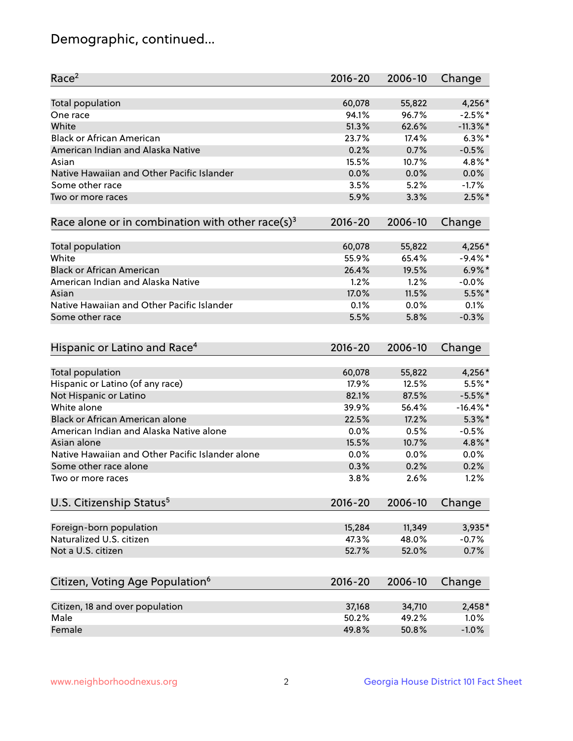# Demographic, continued...

| Race[2] | 2016-20 | 2006-10 | Change |
|---|---|---|---|
| Total population | 60,078 | 55,822 | 4,256* |
| One race | 94.1% | 96.7% | -2.5%* |
| White | 51.3% | 62.6% | -11.3%* |
| Black or African American | 23.7% | 17.4% | 6.3%* |
| American Indian and Alaska Native | 0.2% | 0.7% | -0.5% |
| Asian | 15.5% | 10.7% | 4.8%* |
| Native Hawaiian and Other Pacific Islander | 0.0% | 0.0% | 0.0% |
| Some other race | 3.5% | 5.2% | -1.7% |
| Two or more races | 5.9% | 3.3% | 2.5%* |

| Race alone or in combination with other race(s)[3] | 2016-20 | 2006-10 | Change |
|---|---|---|---|
| Total population | 60,078 | 55,822 | 4,256* |
| White | 55.9% | 65.4% | -9.4%* |
| Black or African American | 26.4% | 19.5% | 6.9%* |
| American Indian and Alaska Native | 1.2% | 1.2% | -0.0% |
| Asian | 17.0% | 11.5% | 5.5%* |
| Native Hawaiian and Other Pacific Islander | 0.1% | 0.0% | 0.1% |
| Some other race | 5.5% | 5.8% | -0.3% |

| Hispanic or Latino and Race[4] | 2016-20 | 2006-10 | Change |
|---|---|---|---|
| Total population | 60,078 | 55,822 | 4,256* |
| Hispanic or Latino (of any race) | 17.9% | 12.5% | 5.5%* |
| Not Hispanic or Latino | 82.1% | 87.5% | -5.5%* |
| White alone | 39.9% | 56.4% | -16.4%* |
| Black or African American alone | 22.5% | 17.2% | 5.3%* |
| American Indian and Alaska Native alone | 0.0% | 0.5% | -0.5% |
| Asian alone | 15.5% | 10.7% | 4.8%* |
| Native Hawaiian and Other Pacific Islander alone | 0.0% | 0.0% | 0.0% |
| Some other race alone | 0.3% | 0.2% | 0.2% |
| Two or more races | 3.8% | 2.6% | 1.2% |

| U.S. Citizenship Status[5] | 2016-20 | 2006-10 | Change |
|---|---|---|---|
| Foreign-born population | 15,284 | 11,349 | 3,935* |
| Naturalized U.S. citizen | 47.3% | 48.0% | -0.7% |
| Not a U.S. citizen | 52.7% | 52.0% | 0.7% |

| Citizen, Voting Age Population[6] | 2016-20 | 2006-10 | Change |
|---|---|---|---|
| Citizen, 18 and over population | 37,168 | 34,710 | 2,458* |
| Male | 50.2% | 49.2% | 1.0% |
| Female | 49.8% | 50.8% | -1.0% |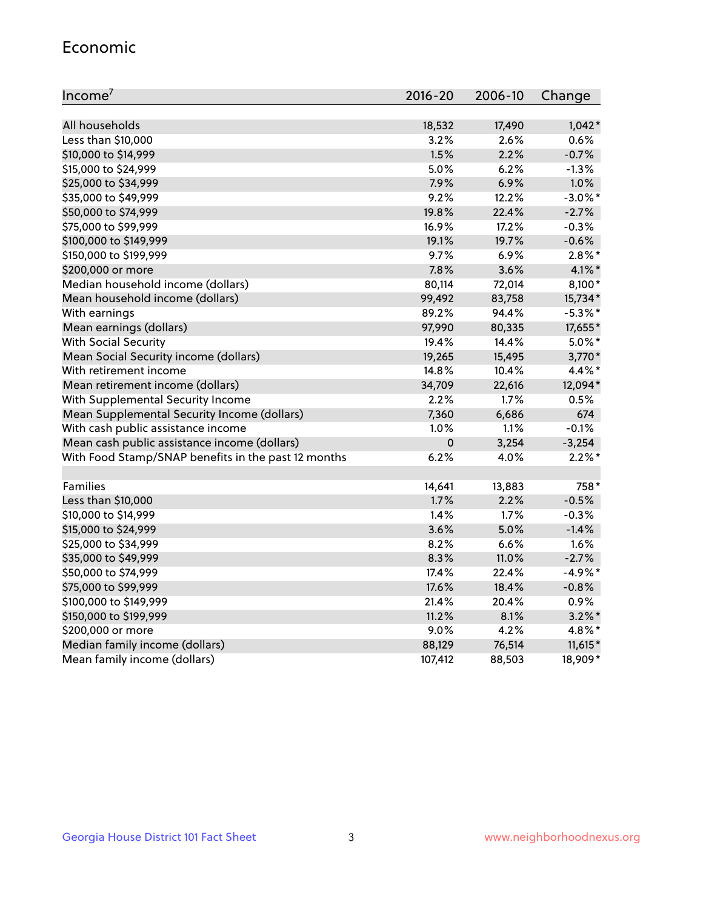## Economic

| Income[7] | 2016-20 | 2006-10 | Change |
|---|---|---|---|
| All households | 18,532 | 17,490 | 1,042* |
| Less than $10,000 | 3.2% | 2.6% | 0.6% |
| $10,000 to $14,999 | 1.5% | 2.2% | -0.7% |
| $15,000 to $24,999 | 5.0% | 6.2% | -1.3% |
| $25,000 to $34,999 | 7.9% | 6.9% | 1.0% |
| $35,000 to $49,999 | 9.2% | 12.2% | -3.0%* |
| $50,000 to $74,999 | 19.8% | 22.4% | -2.7% |
| $75,000 to $99,999 | 16.9% | 17.2% | -0.3% |
| $100,000 to $149,999 | 19.1% | 19.7% | -0.6% |
| $150,000 to $199,999 | 9.7% | 6.9% | 2.8%* |
| $200,000 or more | 7.8% | 3.6% | 4.1%* |
| Median household income (dollars) | 80,114 | 72,014 | 8,100* |
| Mean household income (dollars) | 99,492 | 83,758 | 15,734* |
| With earnings | 89.2% | 94.4% | -5.3%* |
| Mean earnings (dollars) | 97,990 | 80,335 | 17,655* |
| With Social Security | 19.4% | 14.4% | 5.0%* |
| Mean Social Security income (dollars) | 19,265 | 15,495 | 3,770* |
| With retirement income | 14.8% | 10.4% | 4.4%* |
| Mean retirement income (dollars) | 34,709 | 22,616 | 12,094* |
| With Supplemental Security Income | 2.2% | 1.7% | 0.5% |
| Mean Supplemental Security Income (dollars) | 7,360 | 6,686 | 674 |
| With cash public assistance income | 1.0% | 1.1% | -0.1% |
| Mean cash public assistance income (dollars) | 0 | 3,254 | -3,254 |
| With Food Stamp/SNAP benefits in the past 12 months | 6.2% | 4.0% | 2.2%* |
| | | | |
| Families | 14,641 | 13,883 | 758* |
| Less than $10,000 | 1.7% | 2.2% | -0.5% |
| $10,000 to $14,999 | 1.4% | 1.7% | -0.3% |
| $15,000 to $24,999 | 3.6% | 5.0% | -1.4% |
| $25,000 to $34,999 | 8.2% | 6.6% | 1.6% |
| $35,000 to $49,999 | 8.3% | 11.0% | -2.7% |
| $50,000 to $74,999 | 17.4% | 22.4% | -4.9%* |
| $75,000 to $99,999 | 17.6% | 18.4% | -0.8% |
| $100,000 to $149,999 | 21.4% | 20.4% | 0.9% |
| $150,000 to $199,999 | 11.2% | 8.1% | 3.2%* |
| $200,000 or more | 9.0% | 4.2% | 4.8%* |
| Median family income (dollars) | 88,129 | 76,514 | 11,615* |
| Mean family income (dollars) | 107,412 | 88,503 | 18,909* |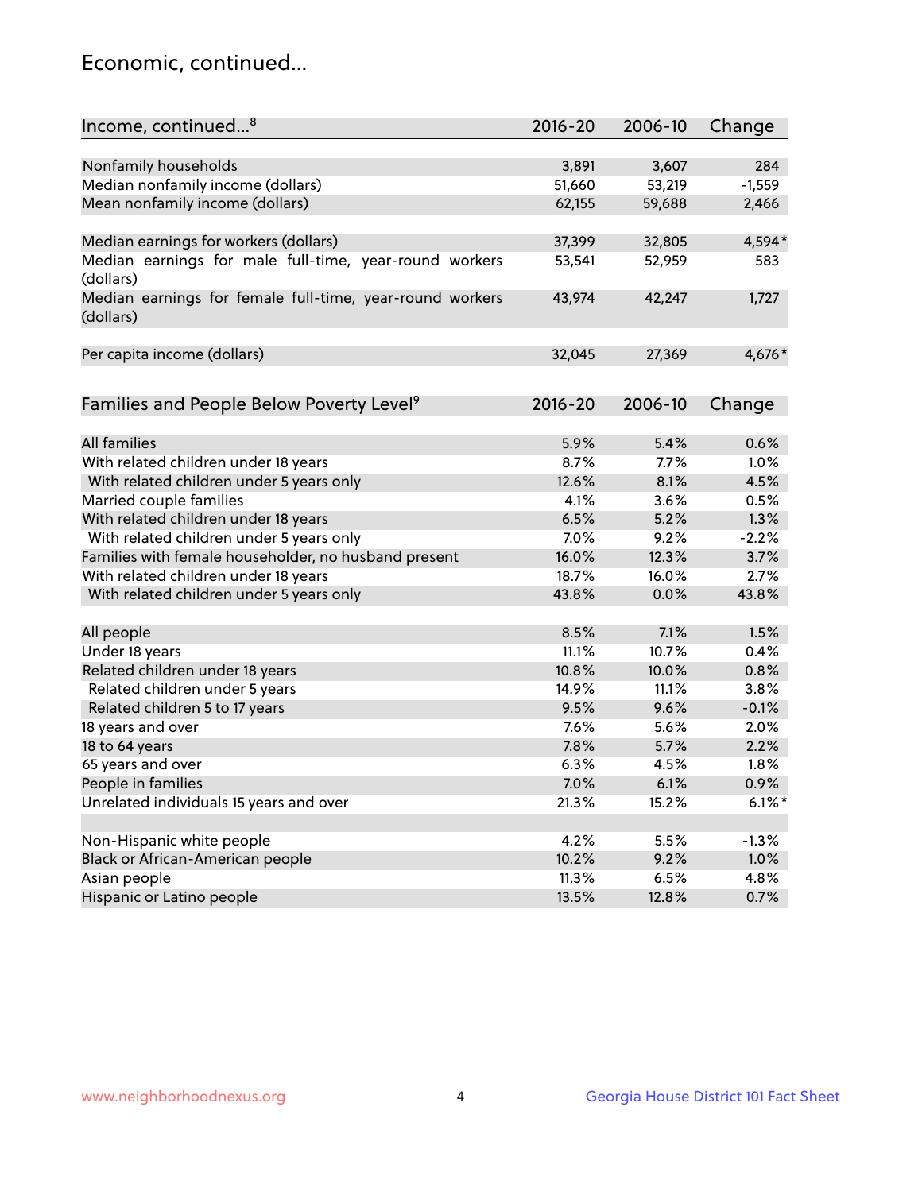# Economic, continued...

| Income, continued...[8] | 2016-20 | 2006-10 | Change |
|---|---|---|---|
| Nonfamily households | 3,891 | 3,607 | 284 |
| Median nonfamily income (dollars) | 51,660 | 53,219 | -1,559 |
| Mean nonfamily income (dollars) | 62,155 | 59,688 | 2,466 |
| Median earnings for workers (dollars) | 37,399 | 32,805 | 4,594* |
| Median earnings for male full-time, year-round workers (dollars) | 53,541 | 52,959 | 583 |
| Median earnings for female full-time, year-round workers (dollars) | 43,974 | 42,247 | 1,727 |
| Per capita income (dollars) | 32,045 | 27,369 | 4,676* |

| Families and People Below Poverty Level[9] | 2016-20 | 2006-10 | Change |
|---|---|---|---|
| All families | 5.9% | 5.4% | 0.6% |
| With related children under 18 years | 8.7% | 7.7% | 1.0% |
| With related children under 5 years only | 12.6% | 8.1% | 4.5% |
| Married couple families | 4.1% | 3.6% | 0.5% |
| With related children under 18 years | 6.5% | 5.2% | 1.3% |
| With related children under 5 years only | 7.0% | 9.2% | -2.2% |
| Families with female householder, no husband present | 16.0% | 12.3% | 3.7% |
| With related children under 18 years | 18.7% | 16.0% | 2.7% |
| With related children under 5 years only | 43.8% | 0.0% | 43.8% |
| All people | 8.5% | 7.1% | 1.5% |
| Under 18 years | 11.1% | 10.7% | 0.4% |
| Related children under 18 years | 10.8% | 10.0% | 0.8% |
| Related children under 5 years | 14.9% | 11.1% | 3.8% |
| Related children 5 to 17 years | 9.5% | 9.6% | -0.1% |
| 18 years and over | 7.6% | 5.6% | 2.0% |
| 18 to 64 years | 7.8% | 5.7% | 2.2% |
| 65 years and over | 6.3% | 4.5% | 1.8% |
| People in families | 7.0% | 6.1% | 0.9% |
| Unrelated individuals 15 years and over | 21.3% | 15.2% | 6.1%* |
| Non-Hispanic white people | 4.2% | 5.5% | -1.3% |
| Black or African-American people | 10.2% | 9.2% | 1.0% |
| Asian people | 11.3% | 6.5% | 4.8% |
| Hispanic or Latino people | 13.5% | 12.8% | 0.7% |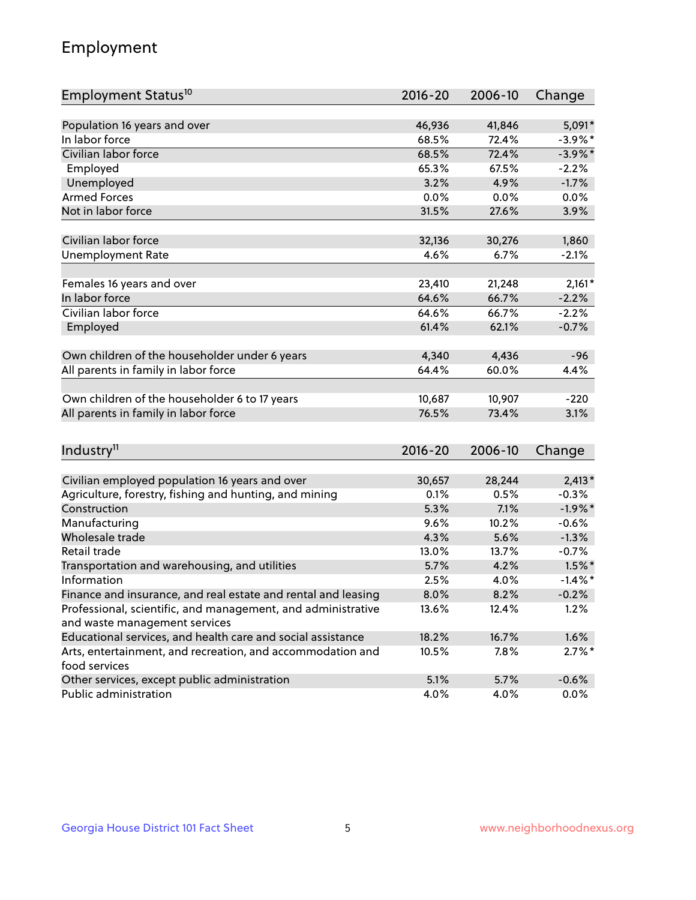## Employment

| Employment Status[10] | 2016-20 | 2006-10 | Change |
|---|---|---|---|
| Population 16 years and over | 46,936 | 41,846 | 5,091* |
| In labor force | 68.5% | 72.4% | -3.9%* |
| Civilian labor force | 68.5% | 72.4% | -3.9%* |
| Employed | 65.3% | 67.5% | -2.2% |
| Unemployed | 3.2% | 4.9% | -1.7% |
| Armed Forces | 0.0% | 0.0% | 0.0% |
| Not in labor force | 31.5% | 27.6% | 3.9% |
| | | | |
| Civilian labor force | 32,136 | 30,276 | 1,860 |
| Unemployment Rate | 4.6% | 6.7% | -2.1% |
| | | | |
| Females 16 years and over | 23,410 | 21,248 | 2,161* |
| In labor force | 64.6% | 66.7% | -2.2% |
| Civilian labor force | 64.6% | 66.7% | -2.2% |
| Employed | 61.4% | 62.1% | -0.7% |
| | | | |
| Own children of the householder under 6 years | 4,340 | 4,436 | -96 |
| All parents in family in labor force | 64.4% | 60.0% | 4.4% |
| | | | |
| Own children of the householder 6 to 17 years | 10,687 | 10,907 | -220 |
| All parents in family in labor force | 76.5% | 73.4% | 3.1% |

| Industry[11] | 2016-20 | 2006-10 | Change |
|---|---|---|---|
| Civilian employed population 16 years and over | 30,657 | 28,244 | 2,413* |
| Agriculture, forestry, fishing and hunting, and mining | 0.1% | 0.5% | -0.3% |
| Construction | 5.3% | 7.1% | -1.9%* |
| Manufacturing | 9.6% | 10.2% | -0.6% |
| Wholesale trade | 4.3% | 5.6% | -1.3% |
| Retail trade | 13.0% | 13.7% | -0.7% |
| Transportation and warehousing, and utilities | 5.7% | 4.2% | 1.5%* |
| Information | 2.5% | 4.0% | -1.4%* |
| Finance and insurance, and real estate and rental and leasing | 8.0% | 8.2% | -0.2% |
| Professional, scientific, and management, and administrative and waste management services | 13.6% | 12.4% | 1.2% |
| Educational services, and health care and social assistance | 18.2% | 16.7% | 1.6% |
| Arts, entertainment, and recreation, and accommodation and food services | 10.5% | 7.8% | 2.7%* |
| Other services, except public administration | 5.1% | 5.7% | -0.6% |
| Public administration | 4.0% | 4.0% | 0.0% |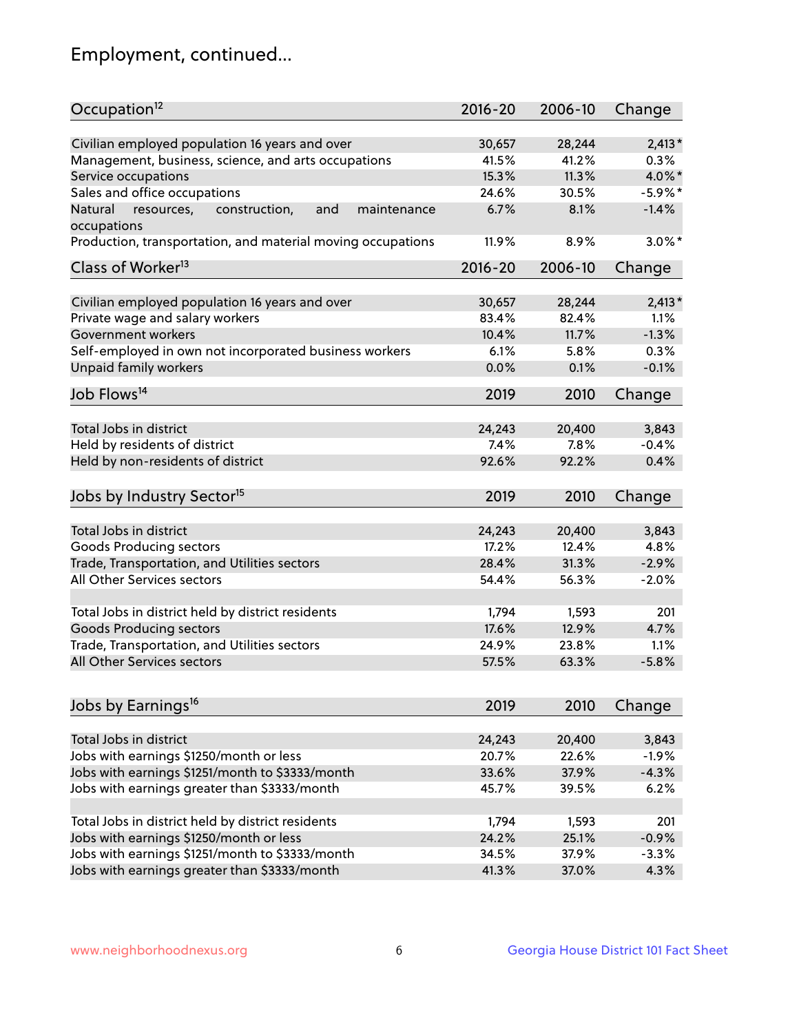# Employment, continued...

| Occupation[12] | 2016-20 | 2006-10 | Change |
|---|---|---|---|
| Civilian employed population 16 years and over | 30,657 | 28,244 | 2,413* |
| Management, business, science, and arts occupations | 41.5% | 41.2% | 0.3% |
| Service occupations | 15.3% | 11.3% | 4.0%* |
| Sales and office occupations | 24.6% | 30.5% | -5.9%* |
| Natural resources, construction, and maintenance occupations | 6.7% | 8.1% | -1.4% |
| Production, transportation, and material moving occupations | 11.9% | 8.9% | 3.0%* |

| Class of Worker[13] | 2016-20 | 2006-10 | Change |
|---|---|---|---|
| Civilian employed population 16 years and over | 30,657 | 28,244 | 2,413* |
| Private wage and salary workers | 83.4% | 82.4% | 1.1% |
| Government workers | 10.4% | 11.7% | -1.3% |
| Self-employed in own not incorporated business workers | 6.1% | 5.8% | 0.3% |
| Unpaid family workers | 0.0% | 0.1% | -0.1% |

| Job Flows[14] | 2019 | 2010 | Change |
|---|---|---|---|
| Total Jobs in district | 24,243 | 20,400 | 3,843 |
| Held by residents of district | 7.4% | 7.8% | -0.4% |
| Held by non-residents of district | 92.6% | 92.2% | 0.4% |

| Jobs by Industry Sector[15] | 2019 | 2010 | Change |
|---|---|---|---|
| Total Jobs in district | 24,243 | 20,400 | 3,843 |
| Goods Producing sectors | 17.2% | 12.4% | 4.8% |
| Trade, Transportation, and Utilities sectors | 28.4% | 31.3% | -2.9% |
| All Other Services sectors | 54.4% | 56.3% | -2.0% |
| | | | |
| Total Jobs in district held by district residents | 1,794 | 1,593 | 201 |
| Goods Producing sectors | 17.6% | 12.9% | 4.7% |
| Trade, Transportation, and Utilities sectors | 24.9% | 23.8% | 1.1% |
| All Other Services sectors | 57.5% | 63.3% | -5.8% |

| Jobs by Earnings[16] | 2019 | 2010 | Change |
|---|---|---|---|
| Total Jobs in district | 24,243 | 20,400 | 3,843 |
| Jobs with earnings $1250/month or less | 20.7% | 22.6% | -1.9% |
| Jobs with earnings $1251/month to $3333/month | 33.6% | 37.9% | -4.3% |
| Jobs with earnings greater than $3333/month | 45.7% | 39.5% | 6.2% |
| | | | |
| Total Jobs in district held by district residents | 1,794 | 1,593 | 201 |
| Jobs with earnings $1250/month or less | 24.2% | 25.1% | -0.9% |
| Jobs with earnings $1251/month to $3333/month | 34.5% | 37.9% | -3.3% |
| Jobs with earnings greater than $3333/month | 41.3% | 37.0% | 4.3% |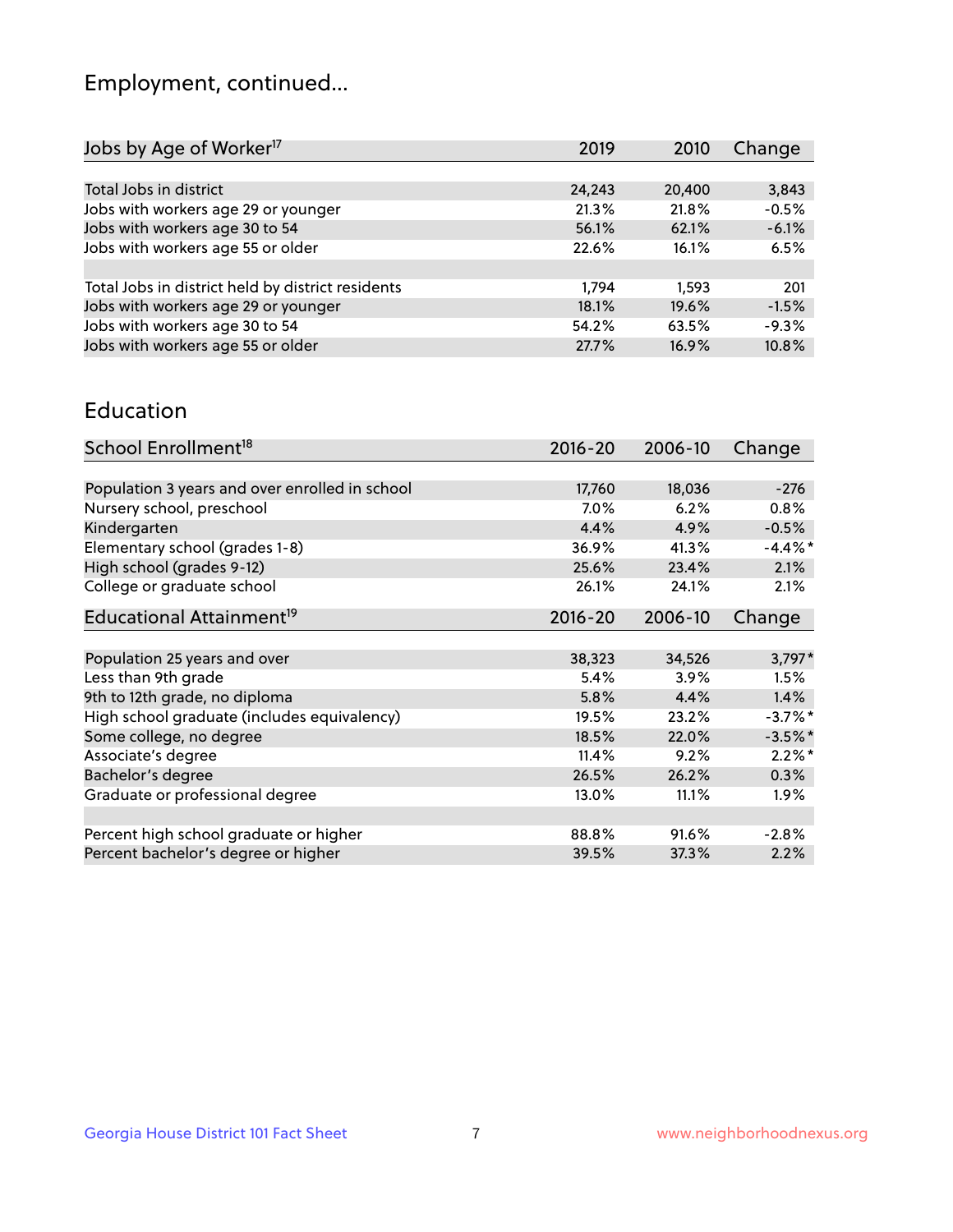# Employment, continued...

| Jobs by Age of Worker[17] | 2019 | 2010 | Change |
|---|---|---|---|
| Total Jobs in district | 24,243 | 20,400 | 3,843 |
| Jobs with workers age 29 or younger | 21.3% | 21.8% | -0.5% |
| Jobs with workers age 30 to 54 | 56.1% | 62.1% | -6.1% |
| Jobs with workers age 55 or older | 22.6% | 16.1% | 6.5% |
| | | | |
| Total Jobs in district held by district residents | 1,794 | 1,593 | 201 |
| Jobs with workers age 29 or younger | 18.1% | 19.6% | -1.5% |
| Jobs with workers age 30 to 54 | 54.2% | 63.5% | -9.3% |
| Jobs with workers age 55 or older | 27.7% | 16.9% | 10.8% |

## Education

| School Enrollment[18] | 2016-20 | 2006-10 | Change |
|---|---|---|---|
| Population 3 years and over enrolled in school | 17,760 | 18,036 | -276 |
| Nursery school, preschool | 7.0% | 6.2% | 0.8% |
| Kindergarten | 4.4% | 4.9% | -0.5% |
| Elementary school (grades 1-8) | 36.9% | 41.3% | -4.4%* |
| High school (grades 9-12) | 25.6% | 23.4% | 2.1% |
| College or graduate school | 26.1% | 24.1% | 2.1% |

| Educational Attainment[19] | 2016-20 | 2006-10 | Change |
|---|---|---|---|
| Population 25 years and over | 38,323 | 34,526 | 3,797* |
| Less than 9th grade | 5.4% | 3.9% | 1.5% |
| 9th to 12th grade, no diploma | 5.8% | 4.4% | 1.4% |
| High school graduate (includes equivalency) | 19.5% | 23.2% | -3.7%* |
| Some college, no degree | 18.5% | 22.0% | -3.5%* |
| Associate's degree | 11.4% | 9.2% | 2.2%* |
| Bachelor's degree | 26.5% | 26.2% | 0.3% |
| Graduate or professional degree | 13.0% | 11.1% | 1.9% |
| | | | |
| Percent high school graduate or higher | 88.8% | 91.6% | -2.8% |
| Percent bachelor's degree or higher | 39.5% | 37.3% | 2.2% |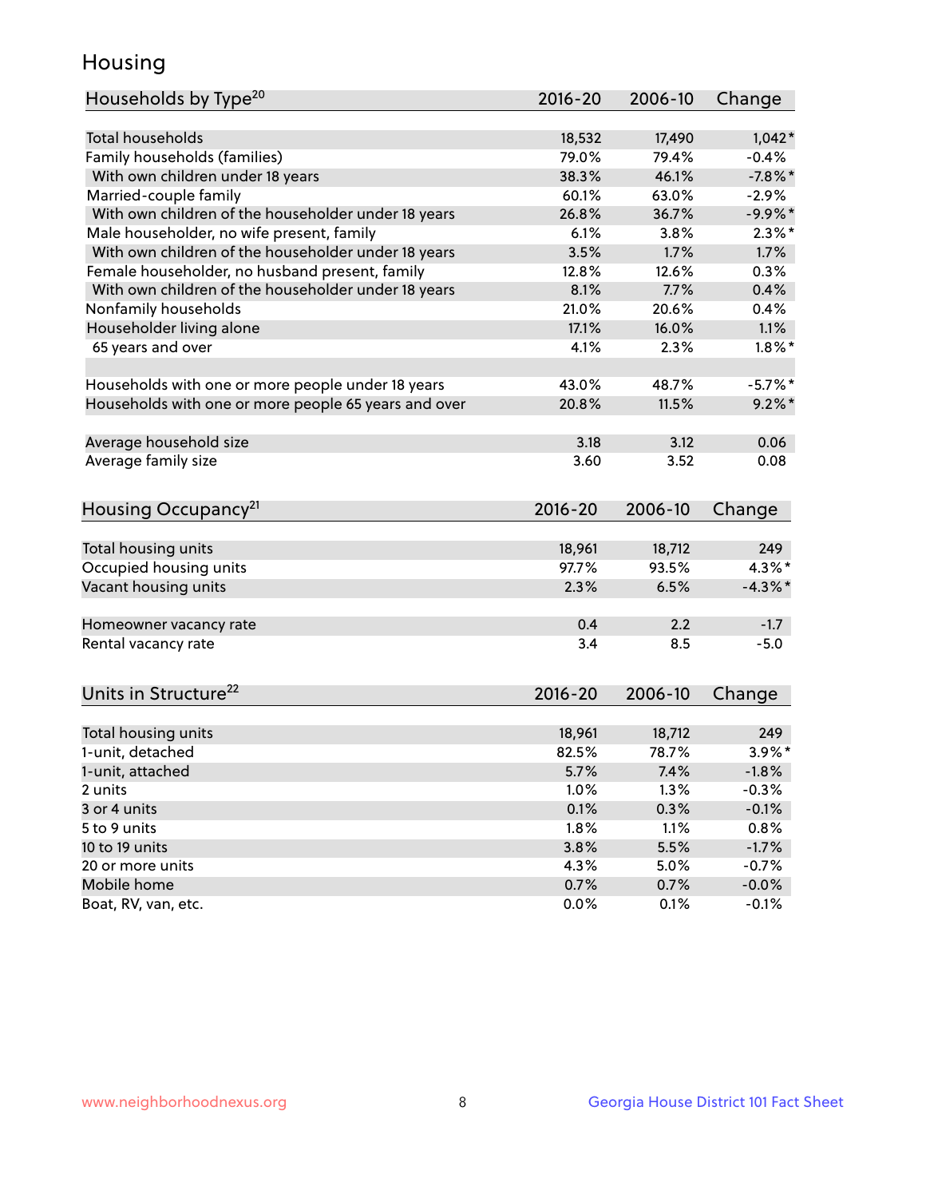# Housing

| Households by Type[20] | 2016-20 | 2006-10 | Change |
|---|---|---|---|
| Total households | 18,532 | 17,490 | 1,042* |
| Family households (families) | 79.0% | 79.4% | -0.4% |
| With own children under 18 years | 38.3% | 46.1% | -7.8%* |
| Married-couple family | 60.1% | 63.0% | -2.9% |
| With own children of the householder under 18 years | 26.8% | 36.7% | -9.9%* |
| Male householder, no wife present, family | 6.1% | 3.8% | 2.3%* |
| With own children of the householder under 18 years | 3.5% | 1.7% | 1.7% |
| Female householder, no husband present, family | 12.8% | 12.6% | 0.3% |
| With own children of the householder under 18 years | 8.1% | 7.7% | 0.4% |
| Nonfamily households | 21.0% | 20.6% | 0.4% |
| Householder living alone | 17.1% | 16.0% | 1.1% |
| 65 years and over | 4.1% | 2.3% | 1.8%* |
| | | | |
| Households with one or more people under 18 years | 43.0% | 48.7% | -5.7%* |
| Households with one or more people 65 years and over | 20.8% | 11.5% | 9.2%* |
| | | | |
| Average household size | 3.18 | 3.12 | 0.06 |
| Average family size | 3.60 | 3.52 | 0.08 |

| Housing Occupancy[21] | 2016-20 | 2006-10 | Change |
|---|---|---|---|
| Total housing units | 18,961 | 18,712 | 249 |
| Occupied housing units | 97.7% | 93.5% | 4.3%* |
| Vacant housing units | 2.3% | 6.5% | -4.3%* |
| | | | |
| Homeowner vacancy rate | 0.4 | 2.2 | -1.7 |
| Rental vacancy rate | 3.4 | 8.5 | -5.0 |

| Units in Structure[22] | 2016-20 | 2006-10 | Change |
|---|---|---|---|
| Total housing units | 18,961 | 18,712 | 249 |
| 1-unit, detached | 82.5% | 78.7% | 3.9%* |
| 1-unit, attached | 5.7% | 7.4% | -1.8% |
| 2 units | 1.0% | 1.3% | -0.3% |
| 3 or 4 units | 0.1% | 0.3% | -0.1% |
| 5 to 9 units | 1.8% | 1.1% | 0.8% |
| 10 to 19 units | 3.8% | 5.5% | -1.7% |
| 20 or more units | 4.3% | 5.0% | -0.7% |
| Mobile home | 0.7% | 0.7% | -0.0% |
| Boat, RV, van, etc. | 0.0% | 0.1% | -0.1% |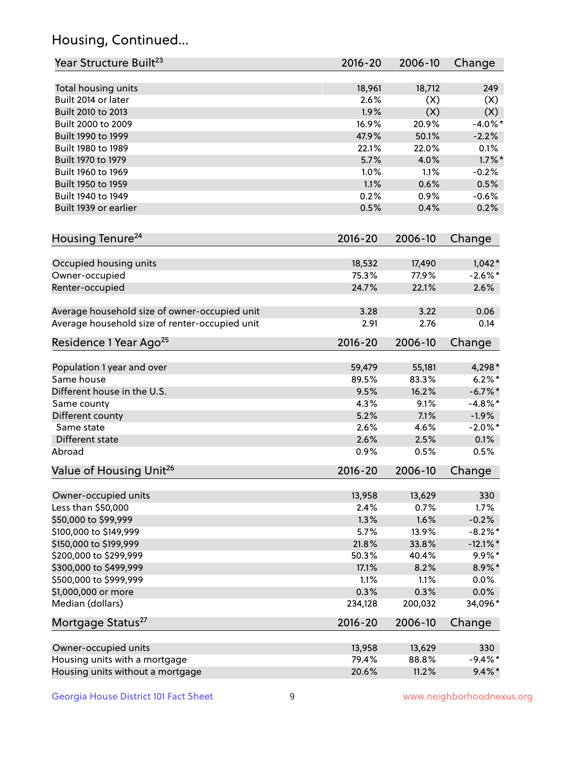## Housing, Continued...

| Year Structure Built[23] | 2016-20 | 2006-10 | Change |
|---|---|---|---|
| Total housing units | 18,961 | 18,712 | 249 |
| Built 2014 or later | 2.6% | (X) | (X) |
| Built 2010 to 2013 | 1.9% | (X) | (X) |
| Built 2000 to 2009 | 16.9% | 20.9% | -4.0%* |
| Built 1990 to 1999 | 47.9% | 50.1% | -2.2% |
| Built 1980 to 1989 | 22.1% | 22.0% | 0.1% |
| Built 1970 to 1979 | 5.7% | 4.0% | 1.7%* |
| Built 1960 to 1969 | 1.0% | 1.1% | -0.2% |
| Built 1950 to 1959 | 1.1% | 0.6% | 0.5% |
| Built 1940 to 1949 | 0.2% | 0.9% | -0.6% |
| Built 1939 or earlier | 0.5% | 0.4% | 0.2% |

| Housing Tenure[24] | 2016-20 | 2006-10 | Change |
|---|---|---|---|
| Occupied housing units | 18,532 | 17,490 | 1,042* |
| Owner-occupied | 75.3% | 77.9% | -2.6%* |
| Renter-occupied | 24.7% | 22.1% | 2.6% |
| Average household size of owner-occupied unit | 3.28 | 3.22 | 0.06 |
| Average household size of renter-occupied unit | 2.91 | 2.76 | 0.14 |

| Residence 1 Year Ago[25] | 2016-20 | 2006-10 | Change |
|---|---|---|---|
| Population 1 year and over | 59,479 | 55,181 | 4,298* |
| Same house | 89.5% | 83.3% | 6.2%* |
| Different house in the U.S. | 9.5% | 16.2% | -6.7%* |
| Same county | 4.3% | 9.1% | -4.8%* |
| Different county | 5.2% | 7.1% | -1.9% |
| Same state | 2.6% | 4.6% | -2.0%* |
| Different state | 2.6% | 2.5% | 0.1% |
| Abroad | 0.9% | 0.5% | 0.5% |

| Value of Housing Unit[26] | 2016-20 | 2006-10 | Change |
|---|---|---|---|
| Owner-occupied units | 13,958 | 13,629 | 330 |
| Less than $50,000 | 2.4% | 0.7% | 1.7% |
| $50,000 to $99,999 | 1.3% | 1.6% | -0.2% |
| $100,000 to $149,999 | 5.7% | 13.9% | -8.2%* |
| $150,000 to $199,999 | 21.8% | 33.8% | -12.1%* |
| $200,000 to $299,999 | 50.3% | 40.4% | 9.9%* |
| $300,000 to $499,999 | 17.1% | 8.2% | 8.9%* |
| $500,000 to $999,999 | 1.1% | 1.1% | 0.0% |
| $1,000,000 or more | 0.3% | 0.3% | 0.0% |
| Median (dollars) | 234,128 | 200,032 | 34,096* |

| Mortgage Status[27] | 2016-20 | 2006-10 | Change |
|---|---|---|---|
| Owner-occupied units | 13,958 | 13,629 | 330 |
| Housing units with a mortgage | 79.4% | 88.8% | -9.4%* |
| Housing units without a mortgage | 20.6% | 11.2% | 9.4%* |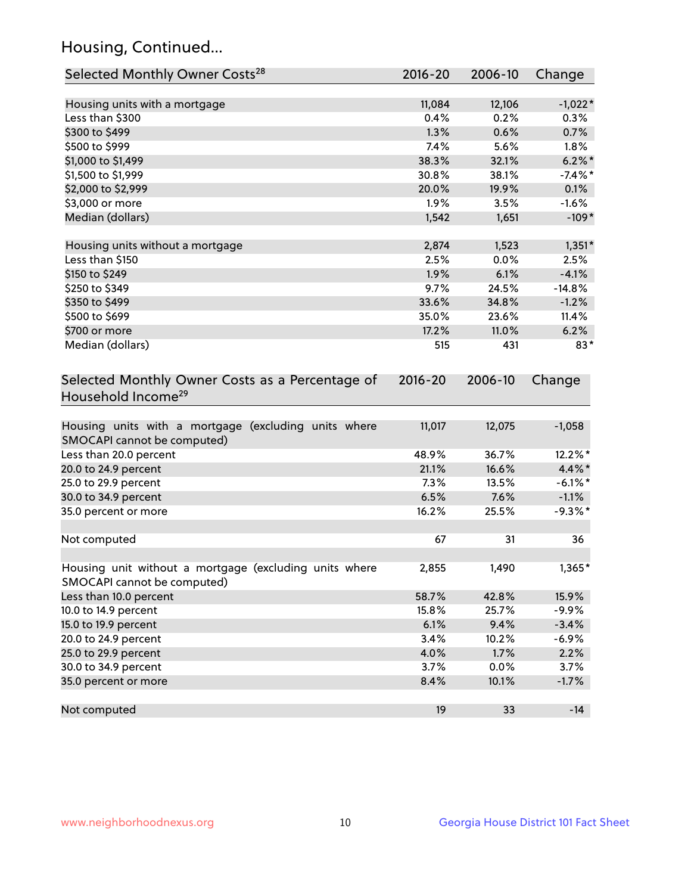## Housing, Continued...

| Selected Monthly Owner Costs[28] | 2016-20 | 2006-10 | Change |
|---|---|---|---|
| Housing units with a mortgage | 11,084 | 12,106 | -1,022* |
| Less than $300 | 0.4% | 0.2% | 0.3% |
| $300 to $499 | 1.3% | 0.6% | 0.7% |
| $500 to $999 | 7.4% | 5.6% | 1.8% |
| $1,000 to $1,499 | 38.3% | 32.1% | 6.2%* |
| $1,500 to $1,999 | 30.8% | 38.1% | -7.4%* |
| $2,000 to $2,999 | 20.0% | 19.9% | 0.1% |
| $3,000 or more | 1.9% | 3.5% | -1.6% |
| Median (dollars) | 1,542 | 1,651 | -109* |
| Housing units without a mortgage | 2,874 | 1,523 | 1,351* |
| Less than $150 | 2.5% | 0.0% | 2.5% |
| $150 to $249 | 1.9% | 6.1% | -4.1% |
| $250 to $349 | 9.7% | 24.5% | -14.8% |
| $350 to $499 | 33.6% | 34.8% | -1.2% |
| $500 to $699 | 35.0% | 23.6% | 11.4% |
| $700 or more | 17.2% | 11.0% | 6.2% |
| Median (dollars) | 515 | 431 | 83* |

| Selected Monthly Owner Costs as a Percentage of Household Income[29] | 2016-20 | 2006-10 | Change |
|---|---|---|---|
| Housing units with a mortgage (excluding units where SMOCAPI cannot be computed) | 11,017 | 12,075 | -1,058 |
| Less than 20.0 percent | 48.9% | 36.7% | 12.2%* |
| 20.0 to 24.9 percent | 21.1% | 16.6% | 4.4%* |
| 25.0 to 29.9 percent | 7.3% | 13.5% | -6.1%* |
| 30.0 to 34.9 percent | 6.5% | 7.6% | -1.1% |
| 35.0 percent or more | 16.2% | 25.5% | -9.3%* |
| Not computed | 67 | 31 | 36 |
| Housing unit without a mortgage (excluding units where SMOCAPI cannot be computed) | 2,855 | 1,490 | 1,365* |
| Less than 10.0 percent | 58.7% | 42.8% | 15.9% |
| 10.0 to 14.9 percent | 15.8% | 25.7% | -9.9% |
| 15.0 to 19.9 percent | 6.1% | 9.4% | -3.4% |
| 20.0 to 24.9 percent | 3.4% | 10.2% | -6.9% |
| 25.0 to 29.9 percent | 4.0% | 1.7% | 2.2% |
| 30.0 to 34.9 percent | 3.7% | 0.0% | 3.7% |
| 35.0 percent or more | 8.4% | 10.1% | -1.7% |
| Not computed | 19 | 33 | -14 |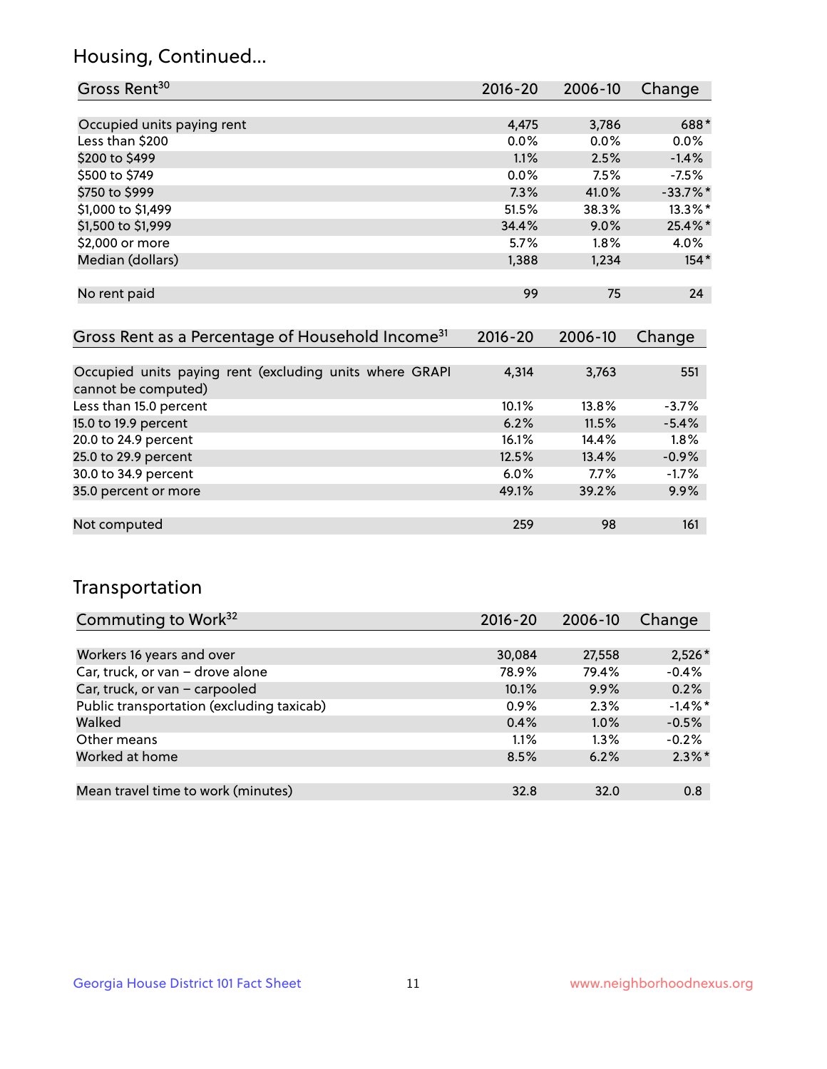## Housing, Continued...

| Gross Rent[30] | 2016-20 | 2006-10 | Change |
|---|---|---|---|
| Occupied units paying rent | 4,475 | 3,786 | 688* |
| Less than $200 | 0.0% | 0.0% | 0.0% |
| $200 to $499 | 1.1% | 2.5% | -1.4% |
| $500 to $749 | 0.0% | 7.5% | -7.5% |
| $750 to $999 | 7.3% | 41.0% | -33.7%* |
| $1,000 to $1,499 | 51.5% | 38.3% | 13.3%* |
| $1,500 to $1,999 | 34.4% | 9.0% | 25.4%* |
| $2,000 or more | 5.7% | 1.8% | 4.0% |
| Median (dollars) | 1,388 | 1,234 | 154* |
| No rent paid | 99 | 75 | 24 |

| Gross Rent as a Percentage of Household Income[31] | 2016-20 | 2006-10 | Change |
|---|---|---|---|
| Occupied units paying rent (excluding units where GRAPI cannot be computed) | 4,314 | 3,763 | 551 |
| Less than 15.0 percent | 10.1% | 13.8% | -3.7% |
| 15.0 to 19.9 percent | 6.2% | 11.5% | -5.4% |
| 20.0 to 24.9 percent | 16.1% | 14.4% | 1.8% |
| 25.0 to 29.9 percent | 12.5% | 13.4% | -0.9% |
| 30.0 to 34.9 percent | 6.0% | 7.7% | -1.7% |
| 35.0 percent or more | 49.1% | 39.2% | 9.9% |
| Not computed | 259 | 98 | 161 |

## Transportation

| Commuting to Work[32] | 2016-20 | 2006-10 | Change |
|---|---|---|---|
| Workers 16 years and over | 30,084 | 27,558 | 2,526* |
| Car, truck, or van – drove alone | 78.9% | 79.4% | -0.4% |
| Car, truck, or van – carpooled | 10.1% | 9.9% | 0.2% |
| Public transportation (excluding taxicab) | 0.9% | 2.3% | -1.4%* |
| Walked | 0.4% | 1.0% | -0.5% |
| Other means | 1.1% | 1.3% | -0.2% |
| Worked at home | 8.5% | 6.2% | 2.3%* |
| Mean travel time to work (minutes) | 32.8 | 32.0 | 0.8 |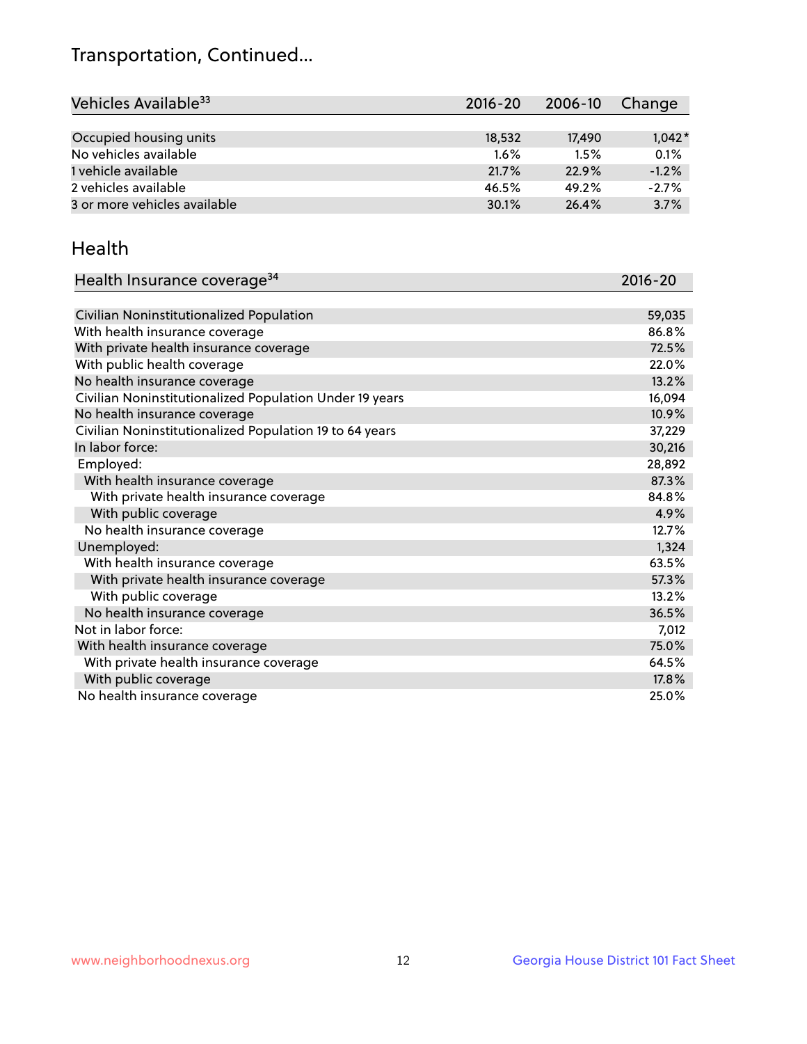# Transportation, Continued...

| Vehicles Available[33] | 2016-20 | 2006-10 | Change |
|---|---|---|---|
| Occupied housing units | 18,532 | 17,490 | 1,042* |
| No vehicles available | 1.6% | 1.5% | 0.1% |
| 1 vehicle available | 21.7% | 22.9% | -1.2% |
| 2 vehicles available | 46.5% | 49.2% | -2.7% |
| 3 or more vehicles available | 30.1% | 26.4% | 3.7% |

## Health

| Health Insurance coverage[34] | 2016-20 |
|---|---|
| Civilian Noninstitutionalized Population | 59,035 |
| With health insurance coverage | 86.8% |
| With private health insurance coverage | 72.5% |
| With public health coverage | 22.0% |
| No health insurance coverage | 13.2% |
| Civilian Noninstitutionalized Population Under 19 years | 16,094 |
| No health insurance coverage | 10.9% |
| Civilian Noninstitutionalized Population 19 to 64 years | 37,229 |
| In labor force: | 30,216 |
| Employed: | 28,892 |
| With health insurance coverage | 87.3% |
| With private health insurance coverage | 84.8% |
| With public coverage | 4.9% |
| No health insurance coverage | 12.7% |
| Unemployed: | 1,324 |
| With health insurance coverage | 63.5% |
| With private health insurance coverage | 57.3% |
| With public coverage | 13.2% |
| No health insurance coverage | 36.5% |
| Not in labor force: | 7,012 |
| With health insurance coverage | 75.0% |
| With private health insurance coverage | 64.5% |
| With public coverage | 17.8% |
| No health insurance coverage | 25.0% |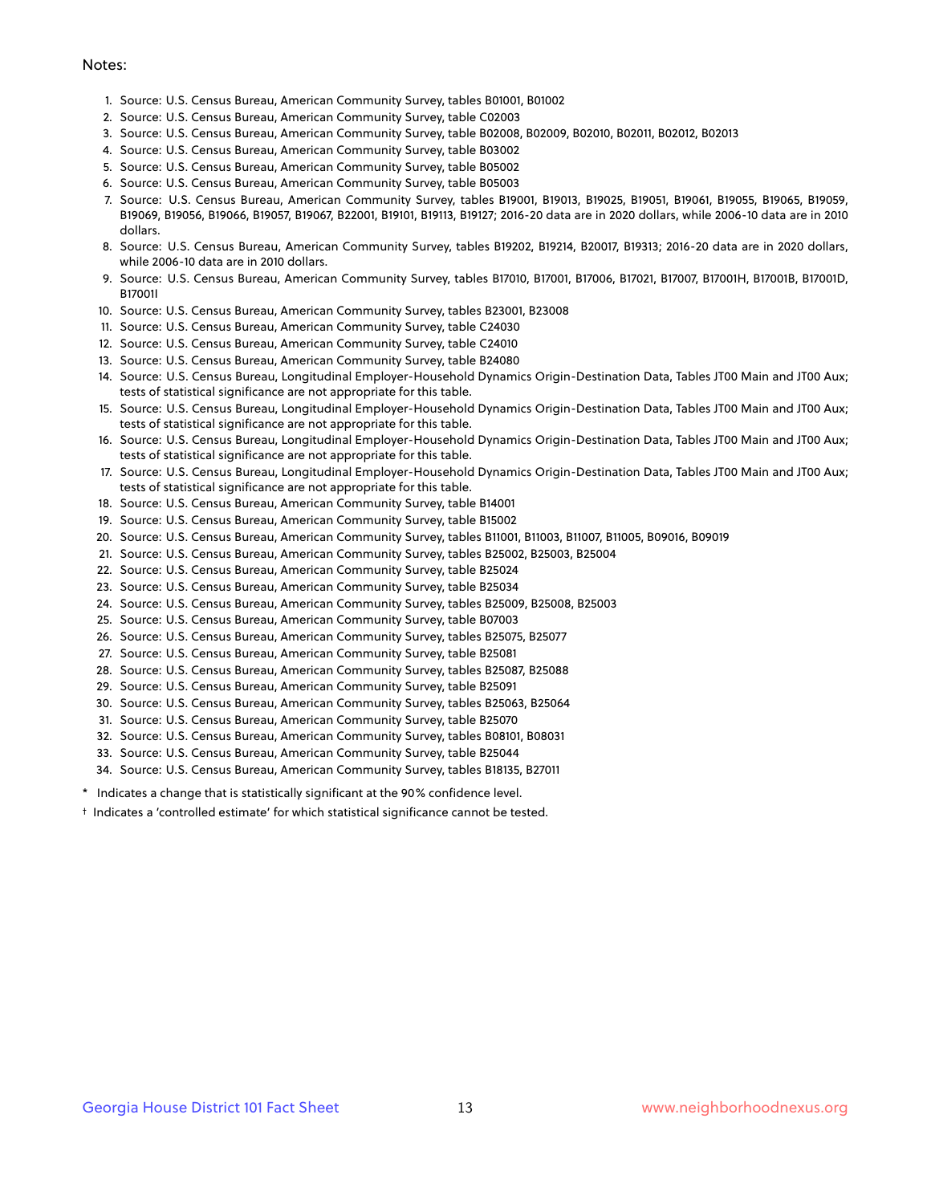Notes:

1. Source: U.S. Census Bureau, American Community Survey, tables B01001, B01002
2. Source: U.S. Census Bureau, American Community Survey, table C02003
3. Source: U.S. Census Bureau, American Community Survey, table B02008, B02009, B02010, B02011, B02012, B02013
4. Source: U.S. Census Bureau, American Community Survey, table B03002
5. Source: U.S. Census Bureau, American Community Survey, table B05002
6. Source: U.S. Census Bureau, American Community Survey, table B05003
7. Source: U.S. Census Bureau, American Community Survey, tables B19001, B19013, B19025, B19051, B19061, B19055, B19065, B19059, B19069, B19056, B19066, B19057, B19067, B22001, B19101, B19113, B19127; 2016-20 data are in 2020 dollars, while 2006-10 data are in 2010 dollars.
8. Source: U.S. Census Bureau, American Community Survey, tables B19202, B19214, B20017, B19313; 2016-20 data are in 2020 dollars, while 2006-10 data are in 2010 dollars.
9. Source: U.S. Census Bureau, American Community Survey, tables B17010, B17001, B17006, B17021, B17007, B17001H, B17001B, B17001D, B17001I
10. Source: U.S. Census Bureau, American Community Survey, tables B23001, B23008
11. Source: U.S. Census Bureau, American Community Survey, table C24030
12. Source: U.S. Census Bureau, American Community Survey, table C24010
13. Source: U.S. Census Bureau, American Community Survey, table B24080
14. Source: U.S. Census Bureau, Longitudinal Employer-Household Dynamics Origin-Destination Data, Tables JT00 Main and JT00 Aux; tests of statistical significance are not appropriate for this table.
15. Source: U.S. Census Bureau, Longitudinal Employer-Household Dynamics Origin-Destination Data, Tables JT00 Main and JT00 Aux; tests of statistical significance are not appropriate for this table.
16. Source: U.S. Census Bureau, Longitudinal Employer-Household Dynamics Origin-Destination Data, Tables JT00 Main and JT00 Aux; tests of statistical significance are not appropriate for this table.
17. Source: U.S. Census Bureau, Longitudinal Employer-Household Dynamics Origin-Destination Data, Tables JT00 Main and JT00 Aux; tests of statistical significance are not appropriate for this table.
18. Source: U.S. Census Bureau, American Community Survey, table B14001
19. Source: U.S. Census Bureau, American Community Survey, table B15002
20. Source: U.S. Census Bureau, American Community Survey, tables B11001, B11003, B11007, B11005, B09016, B09019
21. Source: U.S. Census Bureau, American Community Survey, tables B25002, B25003, B25004
22. Source: U.S. Census Bureau, American Community Survey, table B25024
23. Source: U.S. Census Bureau, American Community Survey, table B25034
24. Source: U.S. Census Bureau, American Community Survey, tables B25009, B25008, B25003
25. Source: U.S. Census Bureau, American Community Survey, table B07003
26. Source: U.S. Census Bureau, American Community Survey, tables B25075, B25077
27. Source: U.S. Census Bureau, American Community Survey, table B25081
28. Source: U.S. Census Bureau, American Community Survey, tables B25087, B25088
29. Source: U.S. Census Bureau, American Community Survey, table B25091
30. Source: U.S. Census Bureau, American Community Survey, tables B25063, B25064
31. Source: U.S. Census Bureau, American Community Survey, table B25070
32. Source: U.S. Census Bureau, American Community Survey, tables B08101, B08031
33. Source: U.S. Census Bureau, American Community Survey, table B25044
34. Source: U.S. Census Bureau, American Community Survey, tables B18135, B27011

\* Indicates a change that is statistically significant at the 90% confidence level.

† Indicates a 'controlled estimate' for which statistical significance cannot be tested.